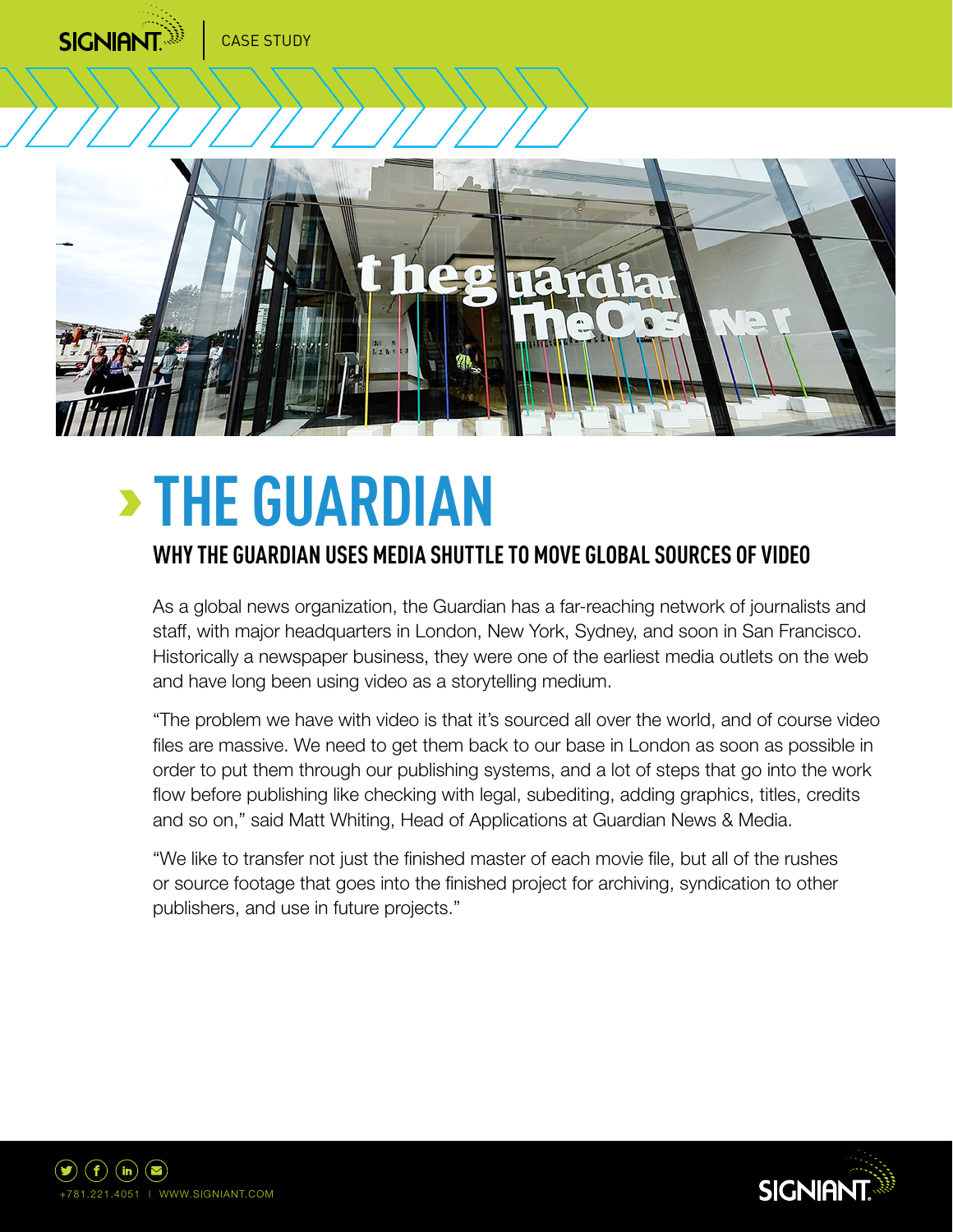# THE GUARDIAN

## WHY THE GUARDIAN USES MEDIA SHUTTLE TO MOVE GLOBAL SOURCES OF VIDEO

As a global news organization, the Guardian has a far-reaching network of journalists and staff, with major headquarters in London, New York, Sydney, and soon in San Francisco. Historically a newspaper business, they were one of the earliest media outlets on the web and have long been using video as a storytelling medium.

"The problem we have with video is that it's sourced all over the world, and of course video files are massive. We need to get them back to our base in London as soon as possible in order to put them through our publishing systems, and a lot of steps that go into the work flow before publishing like checking with legal, subediting, adding graphics, titles, credits and so on," said Matt Whiting, Head of Applications at Guardian News & Media.

"We like to transfer not just the finished master of each movie file, but all of the rushes or source footage that goes into the finished project for archiving, syndication to other publishers, and use in future projects."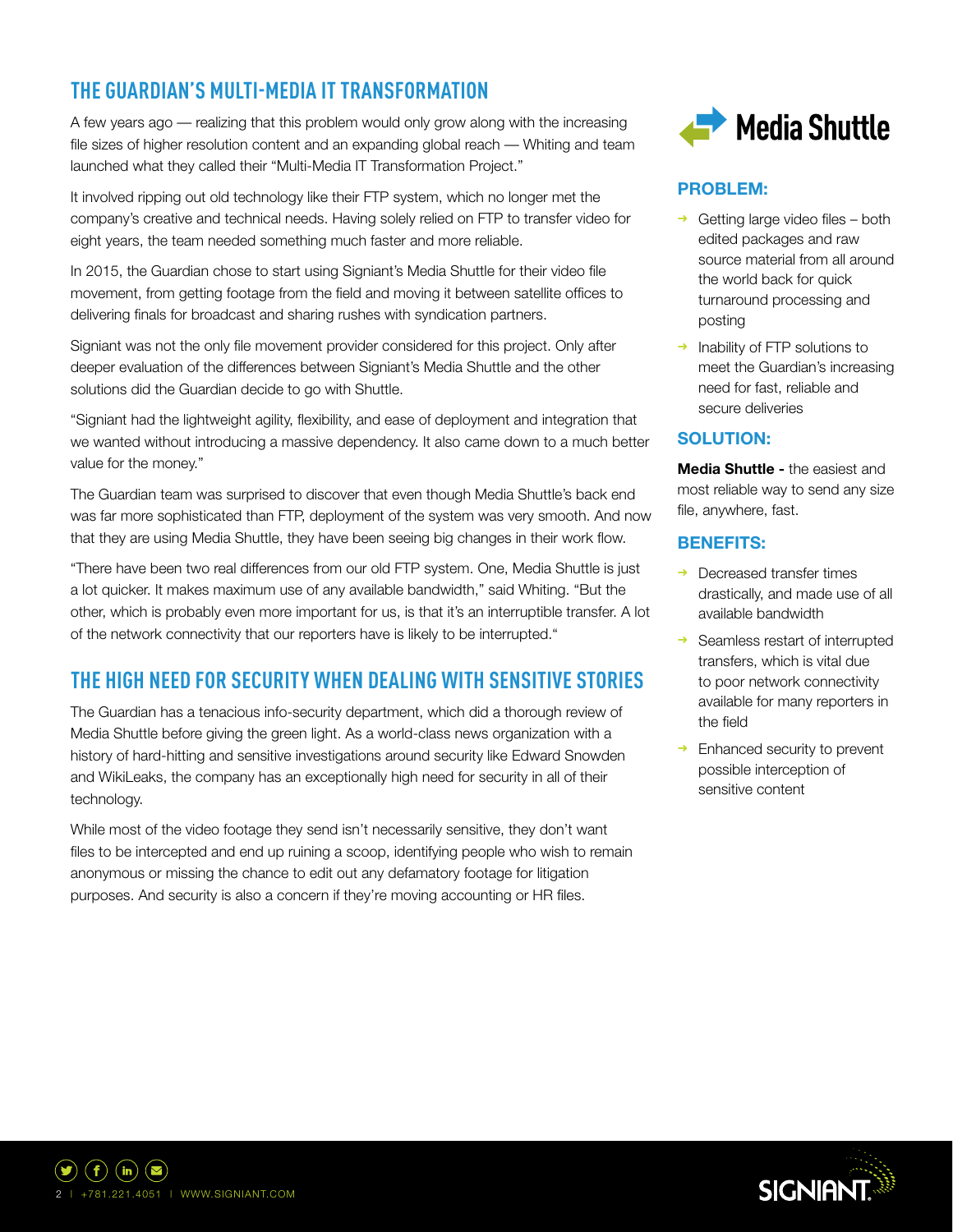## THE GUARDIAN'S MULTI-MEDIA IT TRANSFORMATION

A few years ago — realizing that this problem would only grow along with the increasing file sizes of higher resolution content and an expanding global reach — Whiting and team launched what they called their "Multi-Media IT Transformation Project."

It involved ripping out old technology like their FTP system, which no longer met the company's creative and technical needs. Having solely relied on FTP to transfer video for eight years, the team needed something much faster and more reliable.

In 2015, the Guardian chose to start using Signiant's Media Shuttle for their video file movement, from getting footage from the field and moving it between satellite offices to delivering finals for broadcast and sharing rushes with syndication partners.

Signiant was not the only file movement provider considered for this project. Only after deeper evaluation of the differences between Signiant's Media Shuttle and the other solutions did the Guardian decide to go with Shuttle.

"Signiant had the lightweight agility, flexibility, and ease of deployment and integration that we wanted without introducing a massive dependency. It also came down to a much better value for the money."

The Guardian team was surprised to discover that even though Media Shuttle's back end was far more sophisticated than FTP, deployment of the system was very smooth. And now that they are using Media Shuttle, they have been seeing big changes in their work flow.

"There have been two real differences from our old FTP system. One, Media Shuttle is just a lot quicker. It makes maximum use of any available bandwidth," said Whiting. "But the other, which is probably even more important for us, is that it's an interruptible transfer. A lot of the network connectivity that our reporters have is likely to be interrupted."

## THE HIGH NEED FOR SECURITY WHEN DEALING WITH SENSITIVE STORIES

The Guardian has a tenacious info-security department, which did a thorough review of Media Shuttle before giving the green light. As a world-class news organization with a history of hard-hitting and sensitive investigations around security like Edward Snowden and WikiLeaks, the company has an exceptionally high need for security in all of their technology.

While most of the video footage they send isn't necessarily sensitive, they don't want files to be intercepted and end up ruining a scoop, identifying people who wish to remain anonymous or missing the chance to edit out any defamatory footage for litigation purposes. And security is also a concern if they're moving accounting or HR files.

**Media Shuttle**

### PROBLEM:

- Getting large video files – both edited packages and raw source material from all around the world back for quick turnaround processing and posting
- Inability of FTP solutions to meet the Guardian's increasing need for fast, reliable and secure deliveries

### SOLUTION:

**Media Shuttle -** the easiest and most reliable way to send any size file, anywhere, fast.

### BENEFITS:

- Decreased transfer times drastically, and made use of all available bandwidth
- Seamless restart of interrupted transfers, which is vital due to poor network connectivity available for many reporters in the field
- Enhanced security to prevent possible interception of sensitive content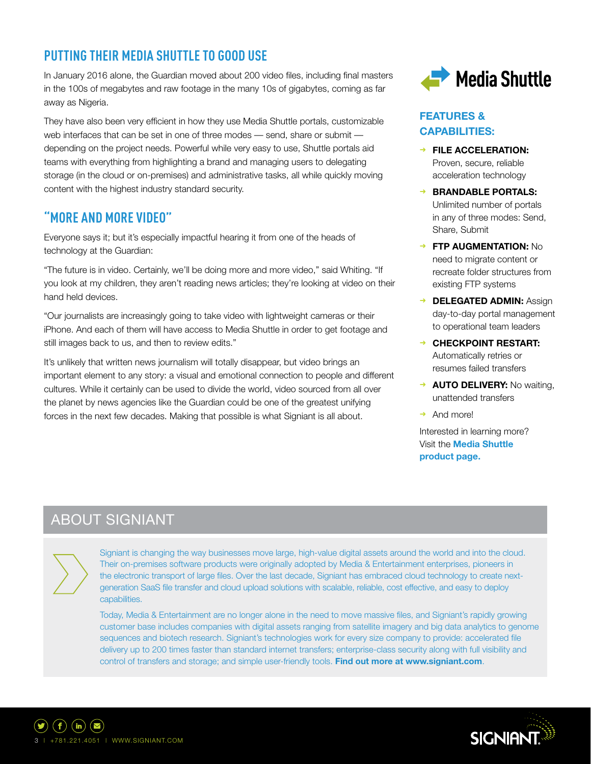## PUTTING THEIR MEDIA SHUTTLE TO GOOD USE

In January 2016 alone, the Guardian moved about 200 video files, including final masters in the 100s of megabytes and raw footage in the many 10s of gigabytes, coming as far away as Nigeria.

They have also been very efficient in how they use Media Shuttle portals, customizable web interfaces that can be set in one of three modes — send, share or submit — depending on the project needs. Powerful while very easy to use, Shuttle portals aid teams with everything from highlighting a brand and managing users to delegating storage (in the cloud or on-premises) and administrative tasks, all while quickly moving content with the highest industry standard security.

## "MORE AND MORE VIDEO"

Everyone says it; but it's especially impactful hearing it from one of the heads of technology at the Guardian:

"The future is in video. Certainly, we'll be doing more and more video," said Whiting. "If you look at my children, they aren't reading news articles; they're looking at video on their hand held devices.

"Our journalists are increasingly going to take video with lightweight cameras or their iPhone. And each of them will have access to Media Shuttle in order to get footage and still images back to us, and then to review edits."

It's unlikely that written news journalism will totally disappear, but video brings an important element to any story: a visual and emotional connection to people and different cultures. While it certainly can be used to divide the world, video sourced from all over the planet by news agencies like the Guardian could be one of the greatest unifying forces in the next few decades. Making that possible is what Signiant is all about.

Media Shuttle

### FEATURES & CAPABILITIES:

- **FILE ACCELERATION:** Proven, secure, reliable acceleration technology
- **BRANDABLE PORTALS:** Unlimited number of portals in any of three modes: Send, Share, Submit
- **FTP AUGMENTATION:** No need to migrate content or recreate folder structures from existing FTP systems
- **DELEGATED ADMIN:** Assign day-to-day portal management to operational team leaders
- **CHECKPOINT RESTART:** Automatically retries or resumes failed transfers
- **AUTO DELIVERY:** No waiting, unattended transfers
- And more!

Interested in learning more? Visit the **Media Shuttle product page.**

## ABOUT SIGNIANT

Signiant is changing the way businesses move large, high-value digital assets around the world and into the cloud. Their on-premises software products were originally adopted by Media & Entertainment enterprises, pioneers in the electronic transport of large files. Over the last decade, Signiant has embraced cloud technology to create next-generation SaaS file transfer and cloud upload solutions with scalable, reliable, cost effective, and easy to deploy capabilities.

Today, Media & Entertainment are no longer alone in the need to move massive files, and Signiant's rapidly growing customer base includes companies with digital assets ranging from satellite imagery and big data analytics to genome sequences and biotech research. Signiant's technologies work for every size company to provide: accelerated file delivery up to 200 times faster than standard internet transfers; enterprise-class security along with full visibility and control of transfers and storage; and simple user-friendly tools. **Find out more at www.signiant.com**.

+781.221.4051 | WWW.SIGNIANT.COM